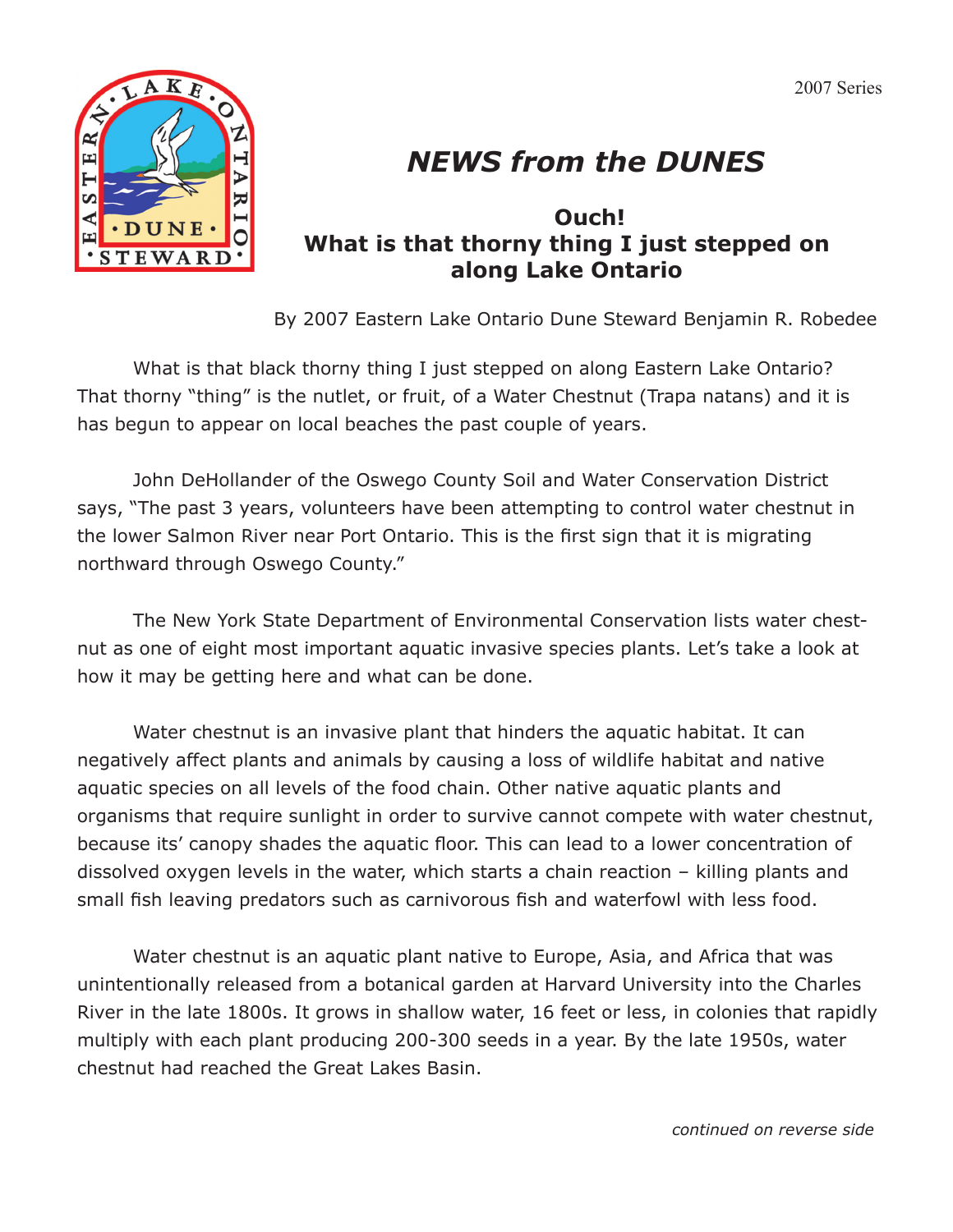2007 Series

# NEWS from the DUNES

## Ouch!
## What is that thorny thing I just stepped on along Lake Ontario

By 2007 Eastern Lake Ontario Dune Steward Benjamin R. Robedee

What is that black thorny thing I just stepped on along Eastern Lake Ontario? That thorny "thing" is the nutlet, or fruit, of a Water Chestnut (Trapa natans) and it is has begun to appear on local beaches the past couple of years.

John DeHollander of the Oswego County Soil and Water Conservation District says, "The past 3 years, volunteers have been attempting to control water chestnut in the lower Salmon River near Port Ontario. This is the first sign that it is migrating northward through Oswego County."

The New York State Department of Environmental Conservation lists water chestnut as one of eight most important aquatic invasive species plants. Let's take a look at how it may be getting here and what can be done.

Water chestnut is an invasive plant that hinders the aquatic habitat. It can negatively affect plants and animals by causing a loss of wildlife habitat and native aquatic species on all levels of the food chain. Other native aquatic plants and organisms that require sunlight in order to survive cannot compete with water chestnut, because its' canopy shades the aquatic floor. This can lead to a lower concentration of dissolved oxygen levels in the water, which starts a chain reaction – killing plants and small fish leaving predators such as carnivorous fish and waterfowl with less food.

Water chestnut is an aquatic plant native to Europe, Asia, and Africa that was unintentionally released from a botanical garden at Harvard University into the Charles River in the late 1800s. It grows in shallow water, 16 feet or less, in colonies that rapidly multiply with each plant producing 200-300 seeds in a year. By the late 1950s, water chestnut had reached the Great Lakes Basin.

*continued on reverse side*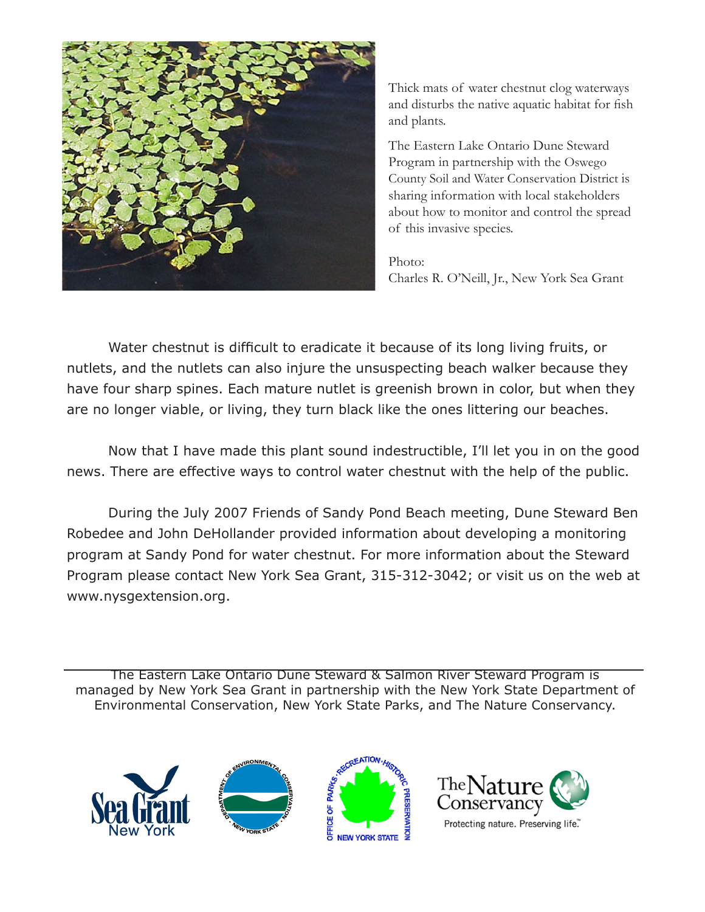Thick mats of water chestnut clog waterways and disturbs the native aquatic habitat for fish and plants.

The Eastern Lake Ontario Dune Steward Program in partnership with the Oswego County Soil and Water Conservation District is sharing information with local stakeholders about how to monitor and control the spread of this invasive species.

Photo:
Charles R. O'Neill, Jr., New York Sea Grant

Water chestnut is difficult to eradicate it because of its long living fruits, or nutlets, and the nutlets can also injure the unsuspecting beach walker because they have four sharp spines. Each mature nutlet is greenish brown in color, but when they are no longer viable, or living, they turn black like the ones littering our beaches.

Now that I have made this plant sound indestructible, I'll let you in on the good news. There are effective ways to control water chestnut with the help of the public.

During the July 2007 Friends of Sandy Pond Beach meeting, Dune Steward Ben Robedee and John DeHollander provided information about developing a monitoring program at Sandy Pond for water chestnut. For more information about the Steward Program please contact New York Sea Grant, 315-312-3042; or visit us on the web at www.nysgextension.org.

---

The Eastern Lake Ontario Dune Steward & Salmon River Steward Program is managed by New York Sea Grant in partnership with the New York State Department of Environmental Conservation, New York State Parks, and The Nature Conservancy.